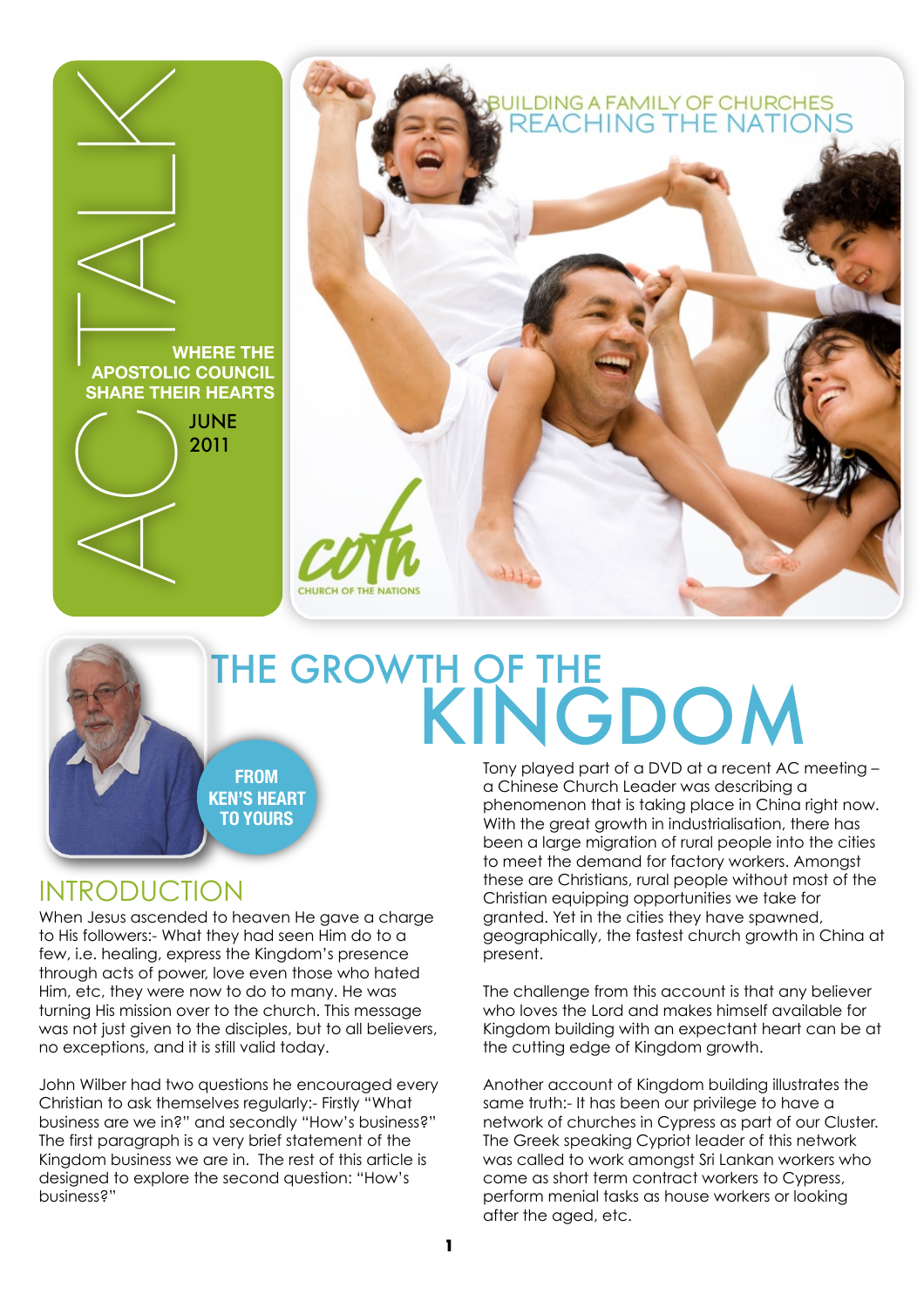# AC TALK

**WHERE THE APOSTOLIC COUNCIL SHARE THEIR HEARTS**

JUNE 2011

BUILDING A FAMILY OF CHURCHES REACHING THE NATIONS

cotn CHURCH OF THE NATIONS

# THE GROWTH OF THE KINGDOM

**FROM KEN'S HEART TO YOURS**

## INTRODUCTION

When Jesus ascended to heaven He gave a charge to His followers:- What they had seen Him do to a few, i.e. healing, express the Kingdom's presence through acts of power, love even those who hated Him, etc, they were now to do to many. He was turning His mission over to the church. This message was not just given to the disciples, but to all believers, no exceptions, and it is still valid today.

John Wilber had two questions he encouraged every Christian to ask themselves regularly:- Firstly "What business are we in?" and secondly "How's business?" The first paragraph is a very brief statement of the Kingdom business we are in. The rest of this article is designed to explore the second question: "How's business?"

Tony played part of a DVD at a recent AC meeting – a Chinese Church Leader was describing a phenomenon that is taking place in China right now. With the great growth in industrialisation, there has been a large migration of rural people into the cities to meet the demand for factory workers. Amongst these are Christians, rural people without most of the Christian equipping opportunities we take for granted. Yet in the cities they have spawned, geographically, the fastest church growth in China at present.

The challenge from this account is that any believer who loves the Lord and makes himself available for Kingdom building with an expectant heart can be at the cutting edge of Kingdom growth.

Another account of Kingdom building illustrates the same truth:- It has been our privilege to have a network of churches in Cypress as part of our Cluster. The Greek speaking Cypriot leader of this network was called to work amongst Sri Lankan workers who come as short term contract workers to Cypress, perform menial tasks as house workers or looking after the aged, etc.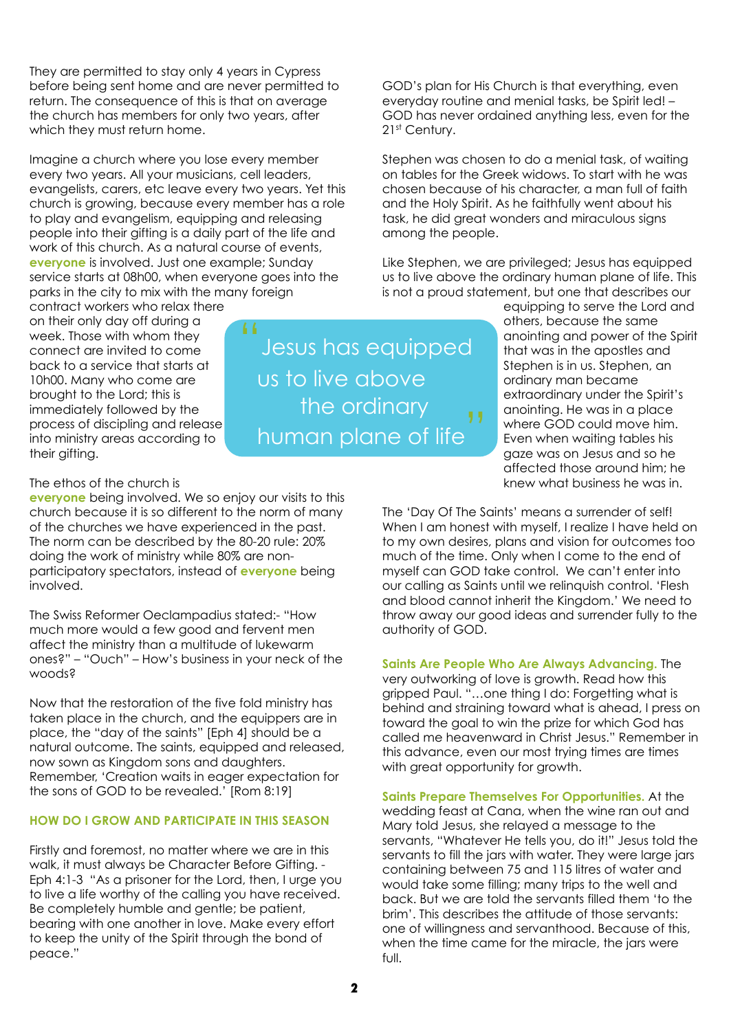They are permitted to stay only 4 years in Cypress before being sent home and are never permitted to return. The consequence of this is that on average the church has members for only two years, after which they must return home.

Imagine a church where you lose every member every two years. All your musicians, cell leaders, evangelists, carers, etc leave every two years. Yet this church is growing, because every member has a role to play and evangelism, equipping and releasing people into their gifting is a daily part of the life and work of this church. As a natural course of events, **everyone** is involved. Just one example; Sunday service starts at 08h00, when everyone goes into the parks in the city to mix with the many foreign contract workers who relax there on their only day off during a week. Those with whom they connect are invited to come back to a service that starts at 10h00. Many who come are brought to the Lord; this is immediately followed by the process of discipling and release into ministry areas according to their gifting.

The ethos of the church is **everyone** being involved. We so enjoy our visits to this church because it is so different to the norm of many of the churches we have experienced in the past. The norm can be described by the 80-20 rule: 20% doing the work of ministry while 80% are non-participatory spectators, instead of **everyone** being involved.

The Swiss Reformer Oeclampadius stated:- "How much more would a few good and fervent men affect the ministry than a multitude of lukewarm ones?" – "Ouch" – How's business in your neck of the woods?

Now that the restoration of the five fold ministry has taken place in the church, and the equippers are in place, the "day of the saints" [Eph 4] should be a natural outcome. The saints, equipped and released, now sown as Kingdom sons and daughters. Remember, 'Creation waits in eager expectation for the sons of GOD to be revealed.' [Rom 8:19]

### HOW DO I GROW AND PARTICIPATE IN THIS SEASON

Firstly and foremost, no matter where we are in this walk, it must always be Character Before Gifting. - Eph 4:1-3 "As a prisoner for the Lord, then, I urge you to live a life worthy of the calling you have received. Be completely humble and gentle; be patient, bearing with one another in love. Make every effort to keep the unity of the Spirit through the bond of peace."

GOD's plan for His Church is that everything, even everyday routine and menial tasks, be Spirit led! – GOD has never ordained anything less, even for the 21st Century.

Stephen was chosen to do a menial task, of waiting on tables for the Greek widows. To start with he was chosen because of his character, a man full of faith and the Holy Spirit. As he faithfully went about his task, he did great wonders and miraculous signs among the people.

Like Stephen, we are privileged; Jesus has equipped us to live above the ordinary human plane of life. This is not a proud statement, but one that describes our equipping to serve the Lord and others, because the same anointing and power of the Spirit that was in the apostles and Stephen is in us. Stephen, an ordinary man became extraordinary under the Spirit's anointing. He was in a place where GOD could move him. Even when waiting tables his gaze was on Jesus and so he affected those around him; he knew what business he was in.

> "Jesus has equipped us to live above the ordinary human plane of life"

The 'Day Of The Saints' means a surrender of self! When I am honest with myself, I realize I have held on to my own desires, plans and vision for outcomes too much of the time. Only when I come to the end of myself can GOD take control. We can't enter into our calling as Saints until we relinquish control. 'Flesh and blood cannot inherit the Kingdom.' We need to throw away our good ideas and surrender fully to the authority of GOD.

**Saints Are People Who Are Always Advancing.** The very outworking of love is growth. Read how this gripped Paul. "…one thing I do: Forgetting what is behind and straining toward what is ahead, I press on toward the goal to win the prize for which God has called me heavenward in Christ Jesus." Remember in this advance, even our most trying times are times with great opportunity for growth.

**Saints Prepare Themselves For Opportunities.** At the wedding feast at Cana, when the wine ran out and Mary told Jesus, she relayed a message to the servants, "Whatever He tells you, do it!" Jesus told the servants to fill the jars with water. They were large jars containing between 75 and 115 litres of water and would take some filling; many trips to the well and back. But we are told the servants filled them 'to the brim'. This describes the attitude of those servants: one of willingness and servanthood. Because of this, when the time came for the miracle, the jars were full.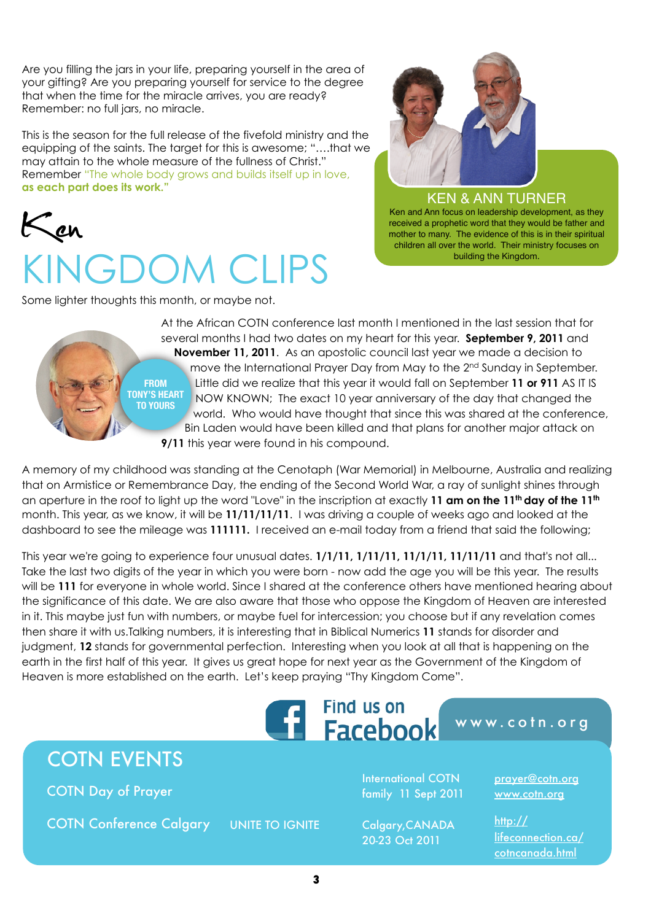Are you filling the jars in your life, preparing yourself in the area of your gifting? Are you preparing yourself for service to the degree that when the time for the miracle arrives, you are ready? Remember: no full jars, no miracle.

This is the season for the full release of the fivefold ministry and the equipping of the saints. The target for this is awesome; "….that we may attain to the whole measure of the fullness of Christ." Remember "The whole body grows and builds itself up in love, **as each part does its work."**

Ken

KEN & ANN TURNER

Ken and Ann focus on leadership development, as they received a prophetic word that they would be father and mother to many. The evidence of this is in their spiritual children all over the world. Their ministry focuses on building the Kingdom.

# KINGDOM CLIPS

Some lighter thoughts this month, or maybe not.

**FROM TONY'S HEART TO YOURS**

At the African COTN conference last month I mentioned in the last session that for several months I had two dates on my heart for this year. **September 9, 2011** and **November 11, 2011**. As an apostolic council last year we made a decision to move the International Prayer Day from May to the 2nd Sunday in September. Little did we realize that this year it would fall on September **11 or 911** AS IT IS NOW KNOWN; The exact 10 year anniversary of the day that changed the world. Who would have thought that since this was shared at the conference, Bin Laden would have been killed and that plans for another major attack on **9/11** this year were found in his compound.

A memory of my childhood was standing at the Cenotaph (War Memorial) in Melbourne, Australia and realizing that on Armistice or Remembrance Day, the ending of the Second World War, a ray of sunlight shines through an aperture in the roof to light up the word "Love" in the inscription at exactly **11 am on the 11th day of the 11th** month. This year, as we know, it will be **11/11/11/11.** I was driving a couple of weeks ago and looked at the dashboard to see the mileage was **111111.** I received an e-mail today from a friend that said the following;

This year we're going to experience four unusual dates. **1/1/11, 1/11/11, 11/1/11, 11/11/11** and that's not all... Take the last two digits of the year in which you were born - now add the age you will be this year. The results will be **111** for everyone in whole world. Since I shared at the conference others have mentioned hearing about the significance of this date. We are also aware that those who oppose the Kingdom of Heaven are interested in it. This maybe just fun with numbers, or maybe fuel for intercession; you choose but if any revelation comes then share it with us.Talking numbers, it is interesting that in Biblical Numerics **11** stands for disorder and judgment, **12** stands for governmental perfection. Interesting when you look at all that is happening on the earth in the first half of this year. It gives us great hope for next year as the Government of the Kingdom of Heaven is more established on the earth. Let's keep praying "Thy Kingdom Come".

Find us on Facebook

www.cotn.org

## COTN EVENTS

| | | | |
|---|---|---|---|
| COTN Day of Prayer | | International COTN family 11 Sept 2011 | prayer@cotn.org www.cotn.org |
| COTN Conference Calgary | UNITE TO IGNITE | Calgary,CANADA 20-23 Oct 2011 | http://lifeconnection.ca/cotncanada.html |